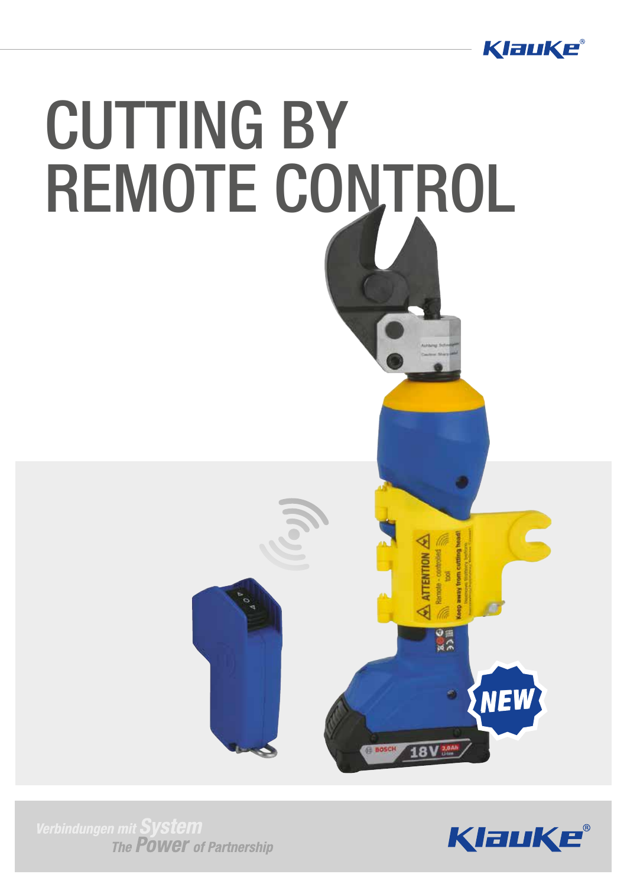# CUTTING BY REMOTE CONTROL

NEW

*Verbindungen mit System*
*The Power of Partnership*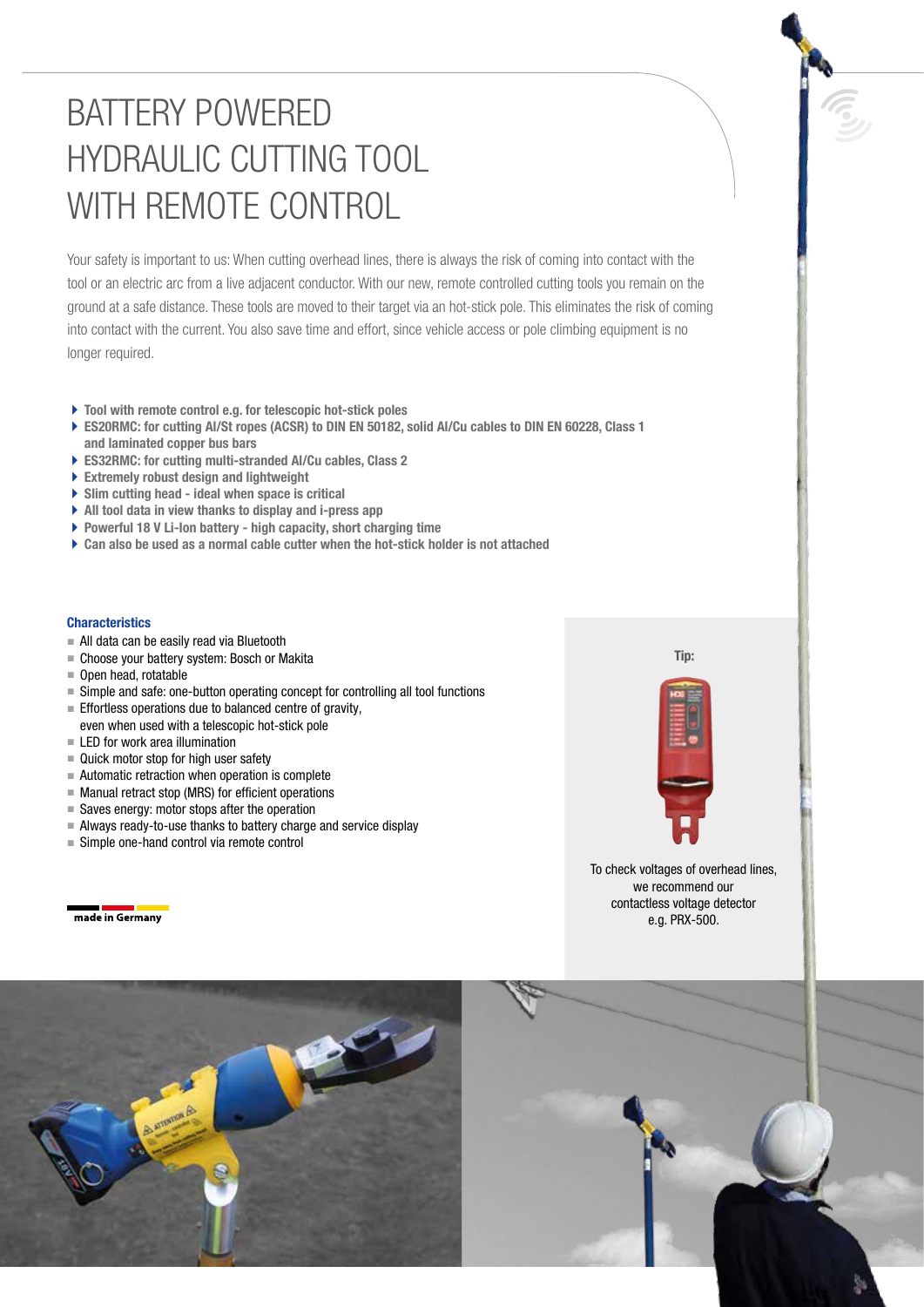# BATTERY POWERED HYDRAULIC CUTTING TOOL WITH REMOTE CONTROL

Your safety is important to us: When cutting overhead lines, there is always the risk of coming into contact with the tool or an electric arc from a live adjacent conductor. With our new, remote controlled cutting tools you remain on the ground at a safe distance. These tools are moved to their target via an hot-stick pole. This eliminates the risk of coming into contact with the current. You also save time and effort, since vehicle access or pole climbing equipment is no longer required.

- **Tool with remote control e.g. for telescopic hot-stick poles**
- **ES20RMC: for cutting Al/St ropes (ACSR) to DIN EN 50182, solid Al/Cu cables to DIN EN 60228, Class 1 and laminated copper bus bars**
- **ES32RMC: for cutting multi-stranded Al/Cu cables, Class 2**
- **Extremely robust design and lightweight**
- **Slim cutting head - ideal when space is critical**
- **All tool data in view thanks to display and i-press app**
- **Powerful 18 V Li-Ion battery - high capacity, short charging time**
- **Can also be used as a normal cable cutter when the hot-stick holder is not attached**

### Characteristics

- All data can be easily read via Bluetooth
- Choose your battery system: Bosch or Makita
- Open head, rotatable
- Simple and safe: one-button operating concept for controlling all tool functions
- Effortless operations due to balanced centre of gravity, even when used with a telescopic hot-stick pole
- LED for work area illumination
- Quick motor stop for high user safety
- Automatic retraction when operation is complete
- Manual retract stop (MRS) for efficient operations
- Saves energy: motor stops after the operation
- Always ready-to-use thanks to battery charge and service display
- Simple one-hand control via remote control

made in Germany

**Tip:**

To check voltages of overhead lines, we recommend our contactless voltage detector e.g. PRX-500.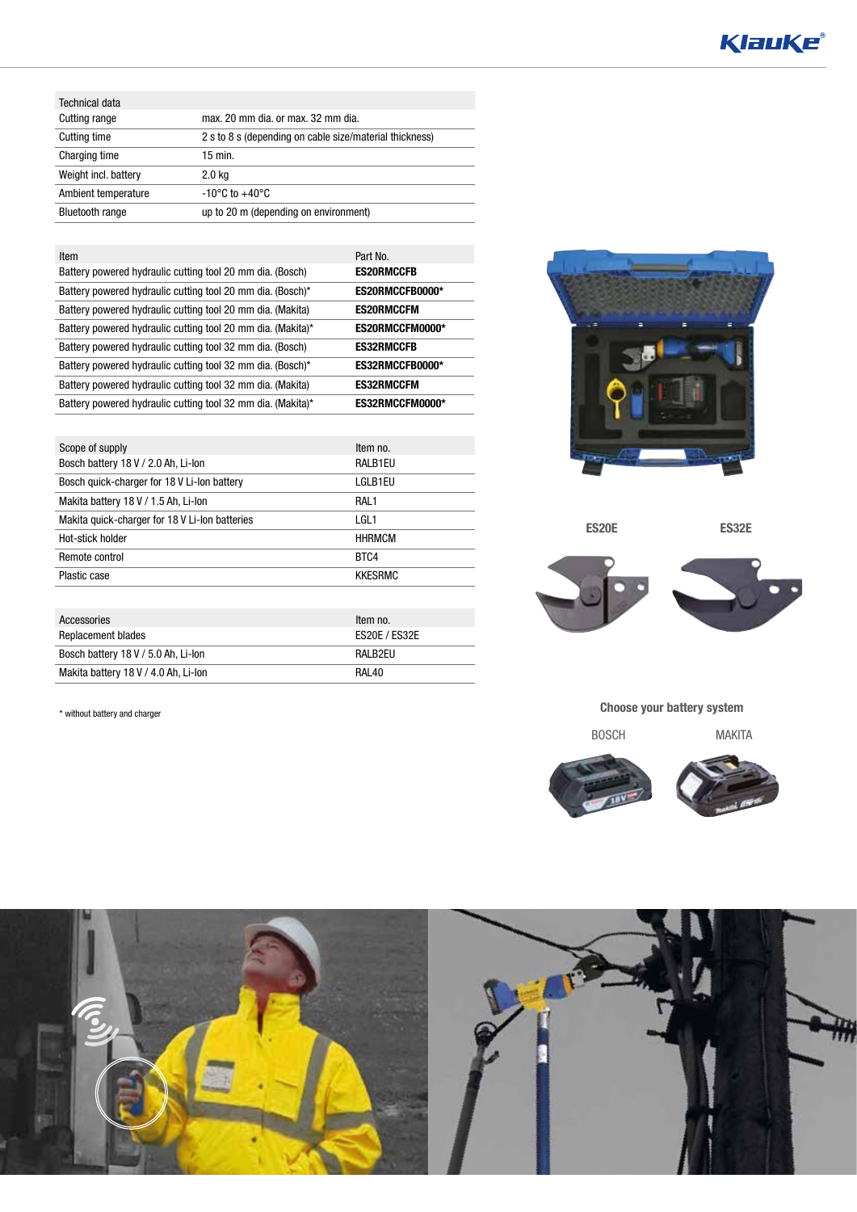| Technical data | |
|---|---|
| Cutting range | max. 20 mm dia. or max. 32 mm dia. |
| Cutting time | 2 s to 8 s (depending on cable size/material thickness) |
| Charging time | 15 min. |
| Weight incl. battery | 2.0 kg |
| Ambient temperature | -10°C to +40°C |
| Bluetooth range | up to 20 m (depending on environment) |

| Item | Part No. |
|---|---|
| Battery powered hydraulic cutting tool 20 mm dia. (Bosch) | **ES20RMCCFB** |
| Battery powered hydraulic cutting tool 20 mm dia. (Bosch)* | **ES20RMCCFB0000*** |
| Battery powered hydraulic cutting tool 20 mm dia. (Makita) | **ES20RMCCFM** |
| Battery powered hydraulic cutting tool 20 mm dia. (Makita)* | **ES20RMCCFM0000*** |
| Battery powered hydraulic cutting tool 32 mm dia. (Bosch) | **ES32RMCCFB** |
| Battery powered hydraulic cutting tool 32 mm dia. (Bosch)* | **ES32RMCCFB0000*** |
| Battery powered hydraulic cutting tool 32 mm dia. (Makita) | **ES32RMCCFM** |
| Battery powered hydraulic cutting tool 32 mm dia. (Makita)* | **ES32RMCCFM0000*** |

| Scope of supply | Item no. |
|---|---|
| Bosch battery 18 V / 2.0 Ah, Li-Ion | RALB1EU |
| Bosch quick-charger for 18 V Li-Ion battery | LGLB1EU |
| Makita battery 18 V / 1.5 Ah, Li-Ion | RAL1 |
| Makita quick-charger for 18 V Li-Ion batteries | LGL1 |
| Hot-stick holder | HHRMCM |
| Remote control | BTC4 |
| Plastic case | KKESRMC |

| Accessories | Item no. |
|---|---|
| Replacement blades | ES20E / ES32E |
| Bosch battery 18 V / 5.0 Ah, Li-Ion | RALB2EU |
| Makita battery 18 V / 4.0 Ah, Li-Ion | RAL40 |

\* without battery and charger

ES20E ES32E

**Choose your battery system**

BOSCH MAKITA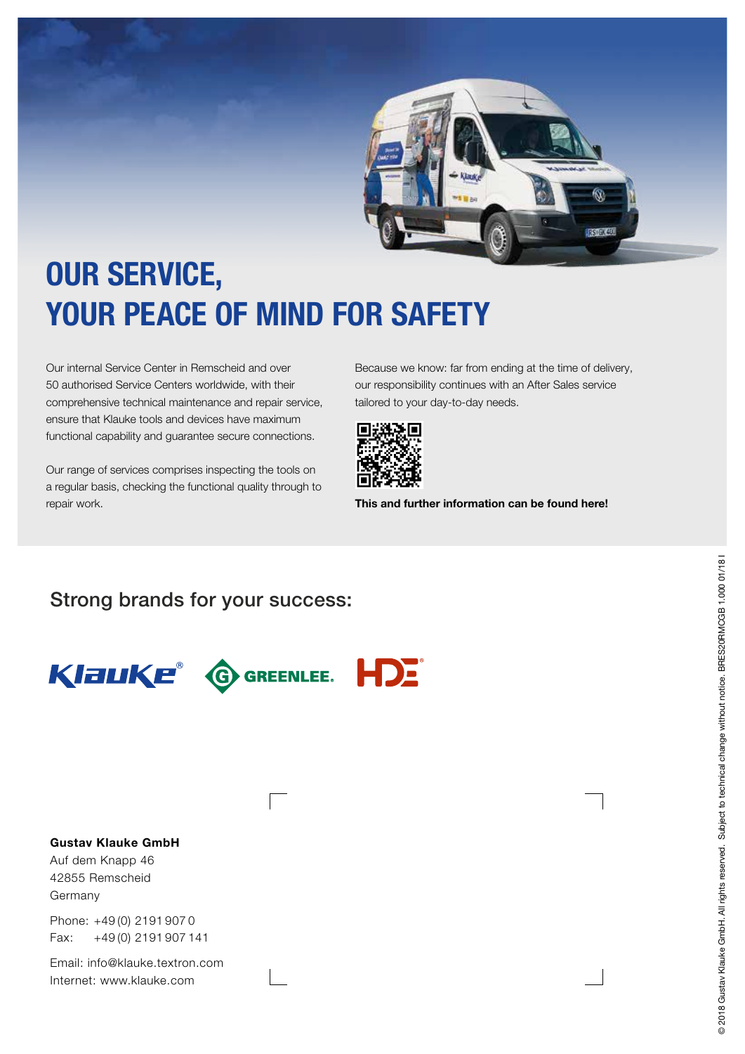# OUR SERVICE, YOUR PEACE OF MIND FOR SAFETY

Our internal Service Center in Remscheid and over 50 authorised Service Centers worldwide, with their comprehensive technical maintenance and repair service, ensure that Klauke tools and devices have maximum functional capability and guarantee secure connections.

Our range of services comprises inspecting the tools on a regular basis, checking the functional quality through to repair work.

Because we know: far from ending at the time of delivery, our responsibility continues with an After Sales service tailored to your day-to-day needs.

**This and further information can be found here!**

## Strong brands for your success:

Klauke® GREENLEE. HDE®

**Gustav Klauke GmbH**
Auf dem Knapp 46
42855 Remscheid
Germany

Phone: +49 (0) 2191 907 0
Fax: +49 (0) 2191 907 141

Email: info@klauke.textron.com
Internet: www.klauke.com

© 2018 Gustav Klauke GmbH. All rights reserved. Subject to technical change without notice. BRES20RMCGB 1.000 01/18 I